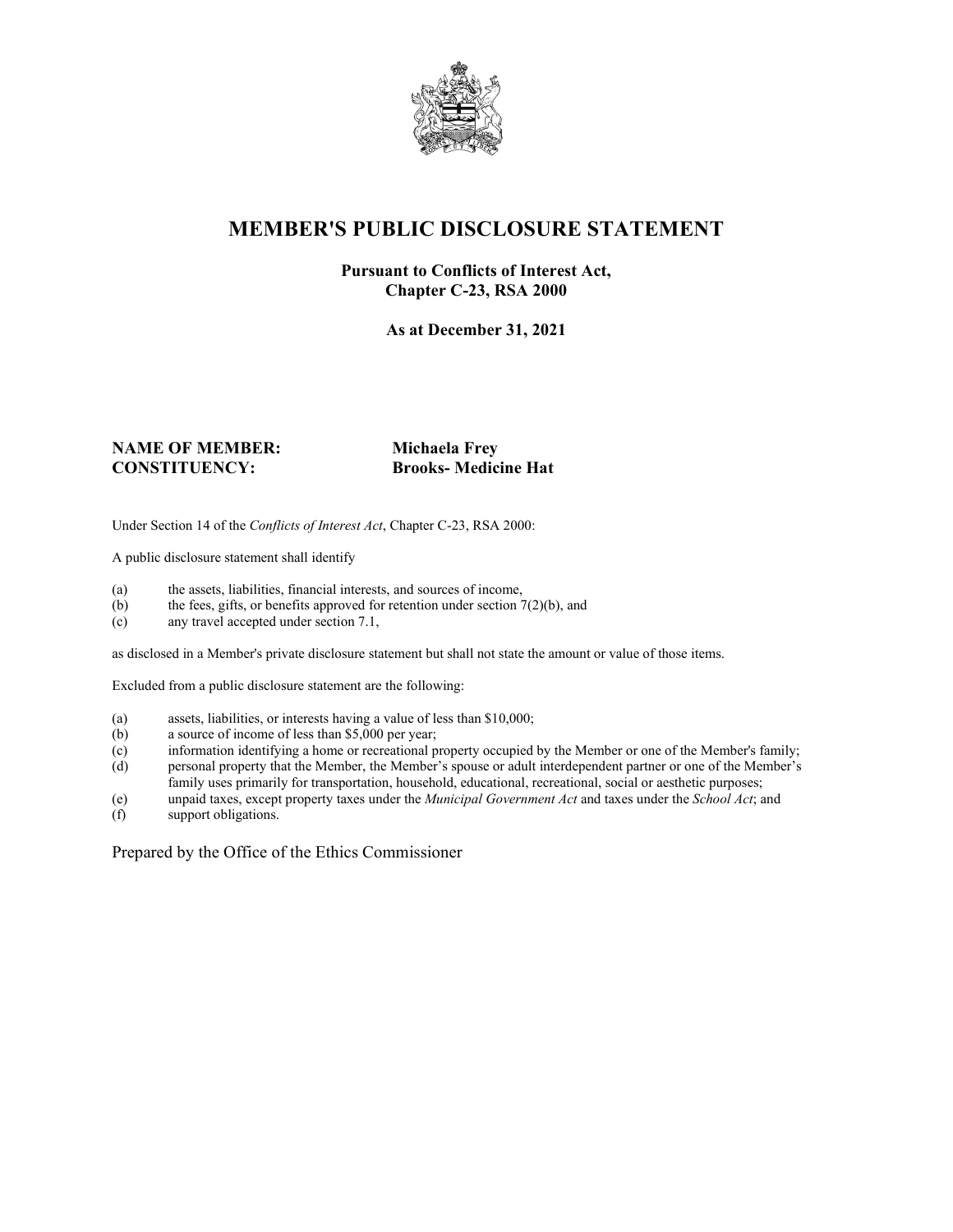# MEMBER'S PUBLIC DISCLOSURE STATEMENT

**Pursuant to Conflicts of Interest Act, Chapter C-23, RSA 2000**

**As at December 31, 2021**

**NAME OF MEMBER:** **Michaela Frey**
**CONSTITUENCY:** **Brooks- Medicine Hat**

Under Section 14 of the *Conflicts of Interest Act*, Chapter C-23, RSA 2000:

A public disclosure statement shall identify

(a) the assets, liabilities, financial interests, and sources of income,
(b) the fees, gifts, or benefits approved for retention under section 7(2)(b), and
(c) any travel accepted under section 7.1,

as disclosed in a Member's private disclosure statement but shall not state the amount or value of those items.

Excluded from a public disclosure statement are the following:

(a) assets, liabilities, or interests having a value of less than $10,000;
(b) a source of income of less than $5,000 per year;
(c) information identifying a home or recreational property occupied by the Member or one of the Member's family;
(d) personal property that the Member, the Member's spouse or adult interdependent partner or one of the Member's family uses primarily for transportation, household, educational, recreational, social or aesthetic purposes;
(e) unpaid taxes, except property taxes under the *Municipal Government Act* and taxes under the *School Act*; and
(f) support obligations.

Prepared by the Office of the Ethics Commissioner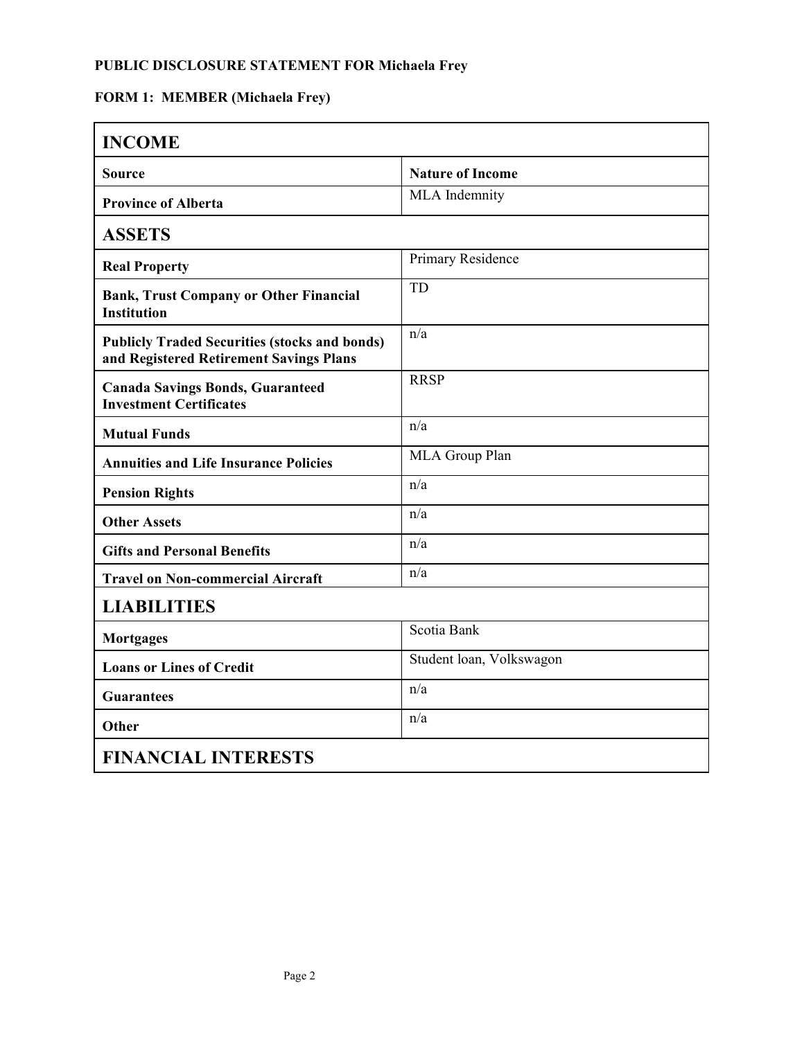**PUBLIC DISCLOSURE STATEMENT FOR Michaela Frey**

**FORM 1: MEMBER (Michaela Frey)**

| **INCOME** | |
|---|---|
| **Source** | **Nature of Income** |
| **Province of Alberta** | MLA Indemnity |
| **ASSETS** | |
| **Real Property** | Primary Residence |
| **Bank, Trust Company or Other Financial Institution** | TD |
| **Publicly Traded Securities (stocks and bonds) and Registered Retirement Savings Plans** | n/a |
| **Canada Savings Bonds, Guaranteed Investment Certificates** | RRSP |
| **Mutual Funds** | n/a |
| **Annuities and Life Insurance Policies** | MLA Group Plan |
| **Pension Rights** | n/a |
| **Other Assets** | n/a |
| **Gifts and Personal Benefits** | n/a |
| **Travel on Non-commercial Aircraft** | n/a |
| **LIABILITIES** | |
| **Mortgages** | Scotia Bank |
| **Loans or Lines of Credit** | Student loan, Volkswagon |
| **Guarantees** | n/a |
| **Other** | n/a |
| **FINANCIAL INTERESTS** | |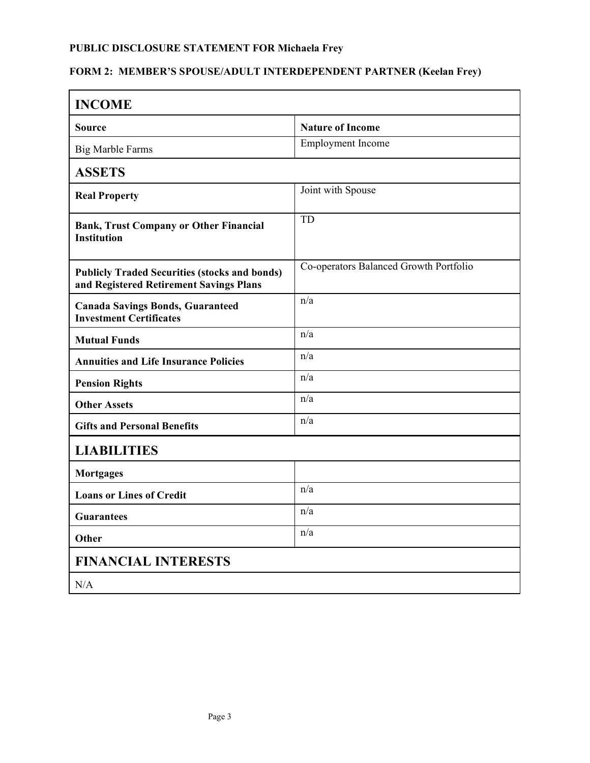**PUBLIC DISCLOSURE STATEMENT FOR Michaela Frey**

**FORM 2: MEMBER'S SPOUSE/ADULT INTERDEPENDENT PARTNER (Keelan Frey)**

## INCOME

| Source | Nature of Income |
|---|---|
| Big Marble Farms | Employment Income |

## ASSETS

| | |
|---|---|
| **Real Property** | Joint with Spouse |
| **Bank, Trust Company or Other Financial Institution** | TD |
| **Publicly Traded Securities (stocks and bonds) and Registered Retirement Savings Plans** | Co-operators Balanced Growth Portfolio |
| **Canada Savings Bonds, Guaranteed Investment Certificates** | n/a |
| **Mutual Funds** | n/a |
| **Annuities and Life Insurance Policies** | n/a |
| **Pension Rights** | n/a |
| **Other Assets** | n/a |
| **Gifts and Personal Benefits** | n/a |

## LIABILITIES

| | |
|---|---|
| **Mortgages** | |
| **Loans or Lines of Credit** | n/a |
| **Guarantees** | n/a |
| **Other** | n/a |

## FINANCIAL INTERESTS

N/A